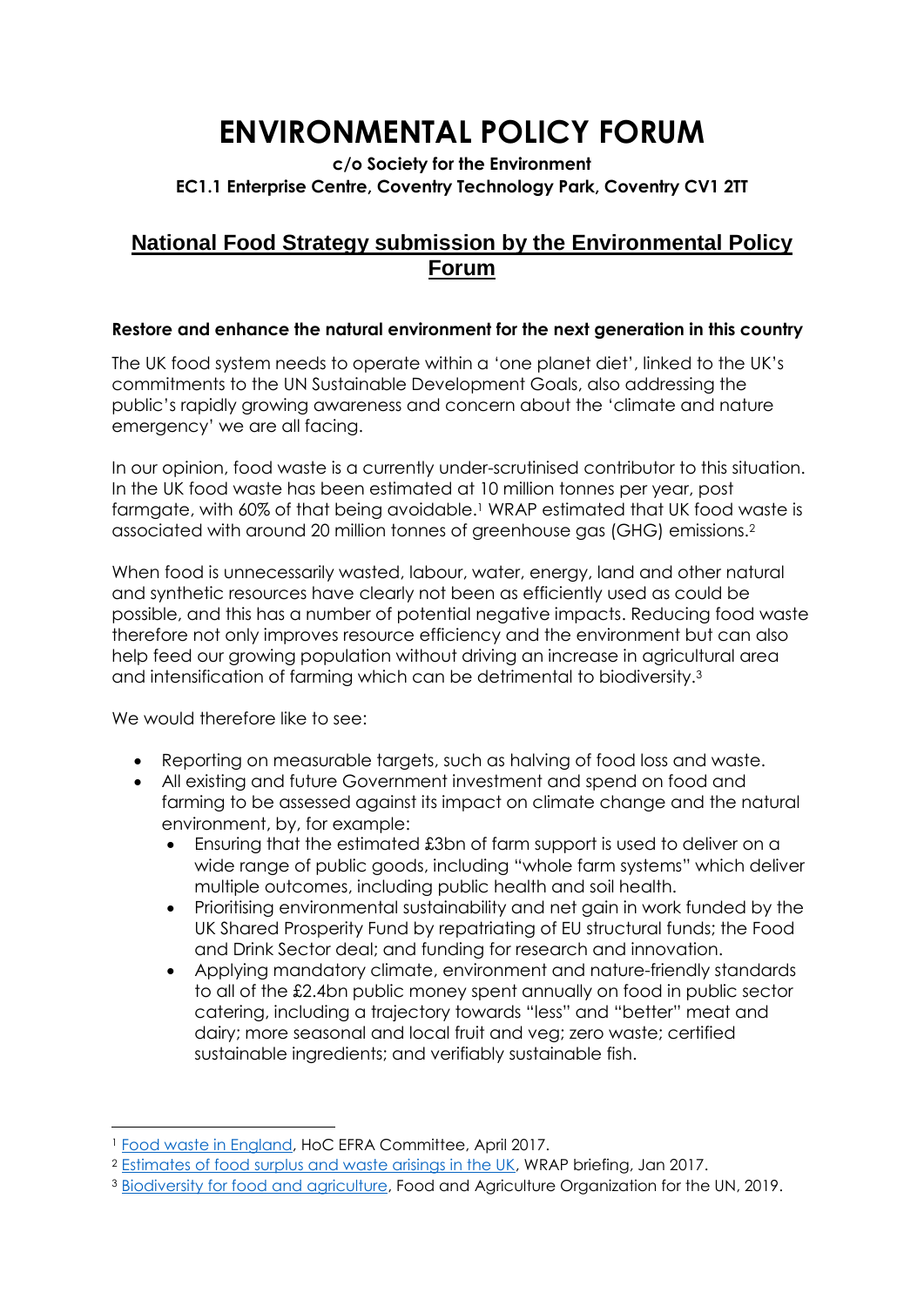# ENVIRONMENTAL POLICY FORUM

**c/o Society for the Environment**
**EC1.1 Enterprise Centre, Coventry Technology Park, Coventry CV1 2TT**

## National Food Strategy submission by the Environmental Policy Forum

**Restore and enhance the natural environment for the next generation in this country**

The UK food system needs to operate within a 'one planet diet', linked to the UK's commitments to the UN Sustainable Development Goals, also addressing the public's rapidly growing awareness and concern about the 'climate and nature emergency' we are all facing.

In our opinion, food waste is a currently under-scrutinised contributor to this situation. In the UK food waste has been estimated at 10 million tonnes per year, post farmgate, with 60% of that being avoidable.[1] WRAP estimated that UK food waste is associated with around 20 million tonnes of greenhouse gas (GHG) emissions.[2]

When food is unnecessarily wasted, labour, water, energy, land and other natural and synthetic resources have clearly not been as efficiently used as could be possible, and this has a number of potential negative impacts. Reducing food waste therefore not only improves resource efficiency and the environment but can also help feed our growing population without driving an increase in agricultural area and intensification of farming which can be detrimental to biodiversity.[3]

We would therefore like to see:

- Reporting on measurable targets, such as halving of food loss and waste.
- All existing and future Government investment and spend on food and farming to be assessed against its impact on climate change and the natural environment, by, for example:
  - Ensuring that the estimated £3bn of farm support is used to deliver on a wide range of public goods, including "whole farm systems" which deliver multiple outcomes, including public health and soil health.
  - Prioritising environmental sustainability and net gain in work funded by the UK Shared Prosperity Fund by repatriating of EU structural funds; the Food and Drink Sector deal; and funding for research and innovation.
  - Applying mandatory climate, environment and nature-friendly standards to all of the £2.4bn public money spent annually on food in public sector catering, including a trajectory towards "less" and "better" meat and dairy; more seasonal and local fruit and veg; zero waste; certified sustainable ingredients; and verifiably sustainable fish.

---

[1] Food waste in England, HoC EFRA Committee, April 2017.

[2] Estimates of food surplus and waste arisings in the UK, WRAP briefing, Jan 2017.

[3] Biodiversity for food and agriculture, Food and Agriculture Organization for the UN, 2019.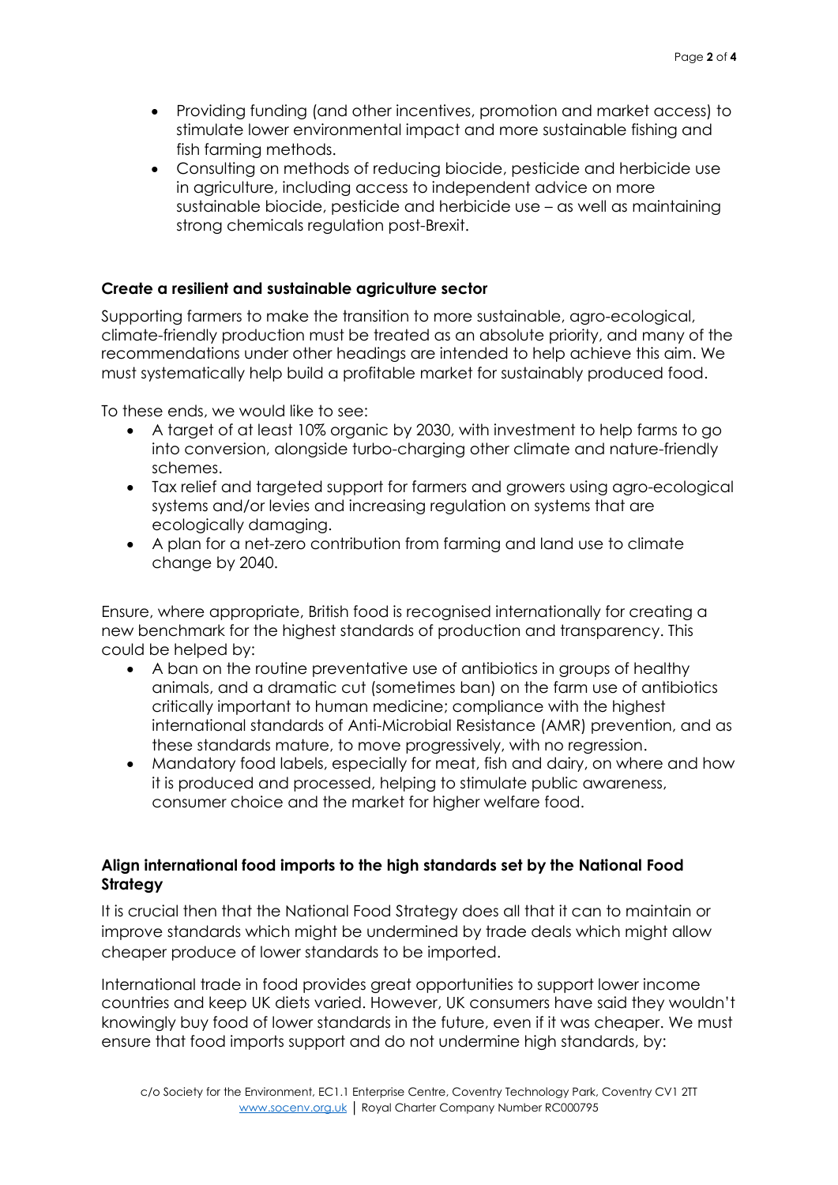- Providing funding (and other incentives, promotion and market access) to stimulate lower environmental impact and more sustainable fishing and fish farming methods.
- Consulting on methods of reducing biocide, pesticide and herbicide use in agriculture, including access to independent advice on more sustainable biocide, pesticide and herbicide use – as well as maintaining strong chemicals regulation post-Brexit.

**Create a resilient and sustainable agriculture sector**

Supporting farmers to make the transition to more sustainable, agro-ecological, climate-friendly production must be treated as an absolute priority, and many of the recommendations under other headings are intended to help achieve this aim. We must systematically help build a profitable market for sustainably produced food.

To these ends, we would like to see:

- A target of at least 10% organic by 2030, with investment to help farms to go into conversion, alongside turbo-charging other climate and nature-friendly schemes.
- Tax relief and targeted support for farmers and growers using agro-ecological systems and/or levies and increasing regulation on systems that are ecologically damaging.
- A plan for a net-zero contribution from farming and land use to climate change by 2040.

Ensure, where appropriate, British food is recognised internationally for creating a new benchmark for the highest standards of production and transparency. This could be helped by:

- A ban on the routine preventative use of antibiotics in groups of healthy animals, and a dramatic cut (sometimes ban) on the farm use of antibiotics critically important to human medicine; compliance with the highest international standards of Anti-Microbial Resistance (AMR) prevention, and as these standards mature, to move progressively, with no regression.
- Mandatory food labels, especially for meat, fish and dairy, on where and how it is produced and processed, helping to stimulate public awareness, consumer choice and the market for higher welfare food.

**Align international food imports to the high standards set by the National Food Strategy**

It is crucial then that the National Food Strategy does all that it can to maintain or improve standards which might be undermined by trade deals which might allow cheaper produce of lower standards to be imported.

International trade in food provides great opportunities to support lower income countries and keep UK diets varied. However, UK consumers have said they wouldn't knowingly buy food of lower standards in the future, even if it was cheaper. We must ensure that food imports support and do not undermine high standards, by: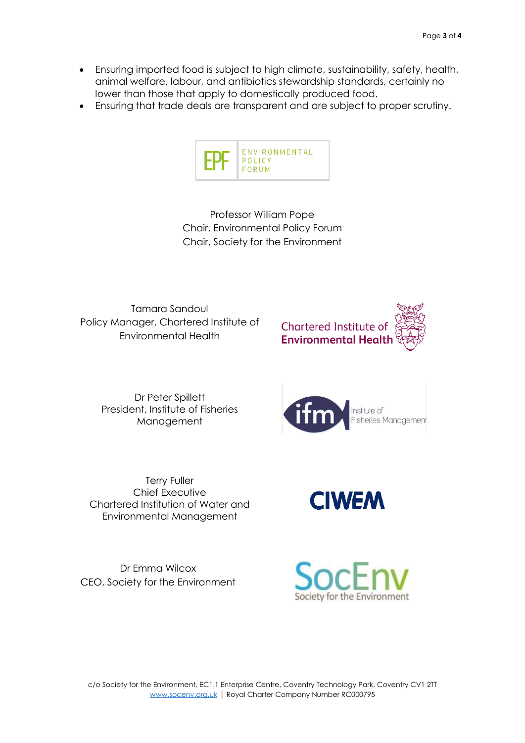- Ensuring imported food is subject to high climate, sustainability, safety, health, animal welfare, labour, and antibiotics stewardship standards, certainly no lower than those that apply to domestically produced food.
- Ensuring that trade deals are transparent and are subject to proper scrutiny.

EPF ENVIRONMENTAL POLICY FORUM

Professor William Pope
Chair, Environmental Policy Forum
Chair, Society for the Environment

Tamara Sandoul
Policy Manager, Chartered Institute of Environmental Health

Chartered Institute of Environmental Health

Dr Peter Spillett
President, Institute of Fisheries Management

ifm Institute of Fisheries Management

Terry Fuller
Chief Executive
Chartered Institution of Water and Environmental Management

CIWEM

Dr Emma Wilcox
CEO, Society for the Environment

SocEnv Society for the Environment

c/o Society for the Environment, EC1.1 Enterprise Centre, Coventry Technology Park, Coventry CV1 2TT
www.socenv.org.uk | Royal Charter Company Number RC000795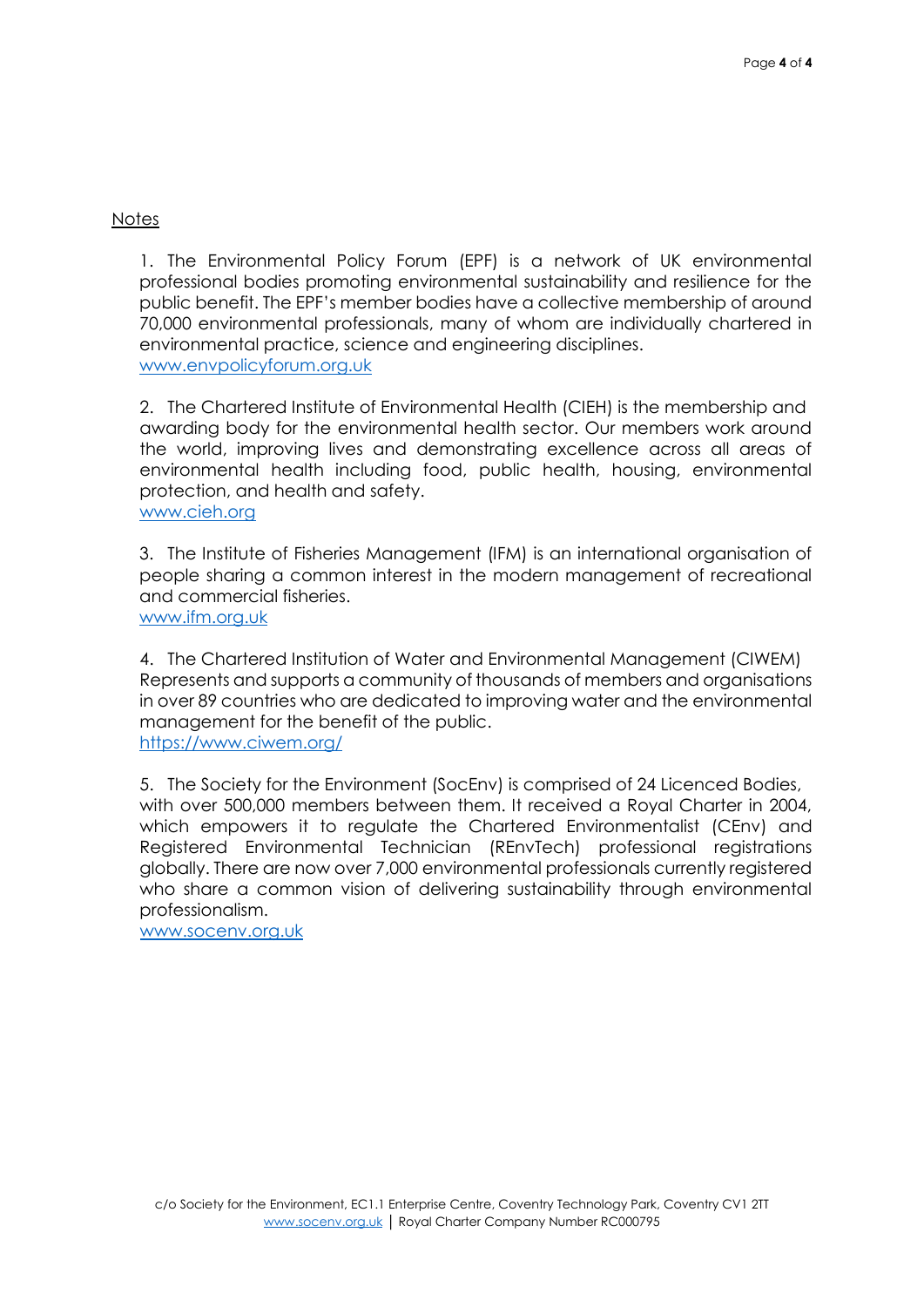Notes

1. The Environmental Policy Forum (EPF) is a network of UK environmental professional bodies promoting environmental sustainability and resilience for the public benefit. The EPF's member bodies have a collective membership of around 70,000 environmental professionals, many of whom are individually chartered in environmental practice, science and engineering disciplines.
www.envpolicyforum.org.uk

2. The Chartered Institute of Environmental Health (CIEH) is the membership and awarding body for the environmental health sector. Our members work around the world, improving lives and demonstrating excellence across all areas of environmental health including food, public health, housing, environmental protection, and health and safety.
www.cieh.org

3. The Institute of Fisheries Management (IFM) is an international organisation of people sharing a common interest in the modern management of recreational and commercial fisheries.
www.ifm.org.uk

4. The Chartered Institution of Water and Environmental Management (CIWEM) Represents and supports a community of thousands of members and organisations in over 89 countries who are dedicated to improving water and the environmental management for the benefit of the public.
https://www.ciwem.org/

5. The Society for the Environment (SocEnv) is comprised of 24 Licenced Bodies, with over 500,000 members between them. It received a Royal Charter in 2004, which empowers it to regulate the Chartered Environmentalist (CEnv) and Registered Environmental Technician (REnvTech) professional registrations globally. There are now over 7,000 environmental professionals currently registered who share a common vision of delivering sustainability through environmental professionalism.
www.socenv.org.uk